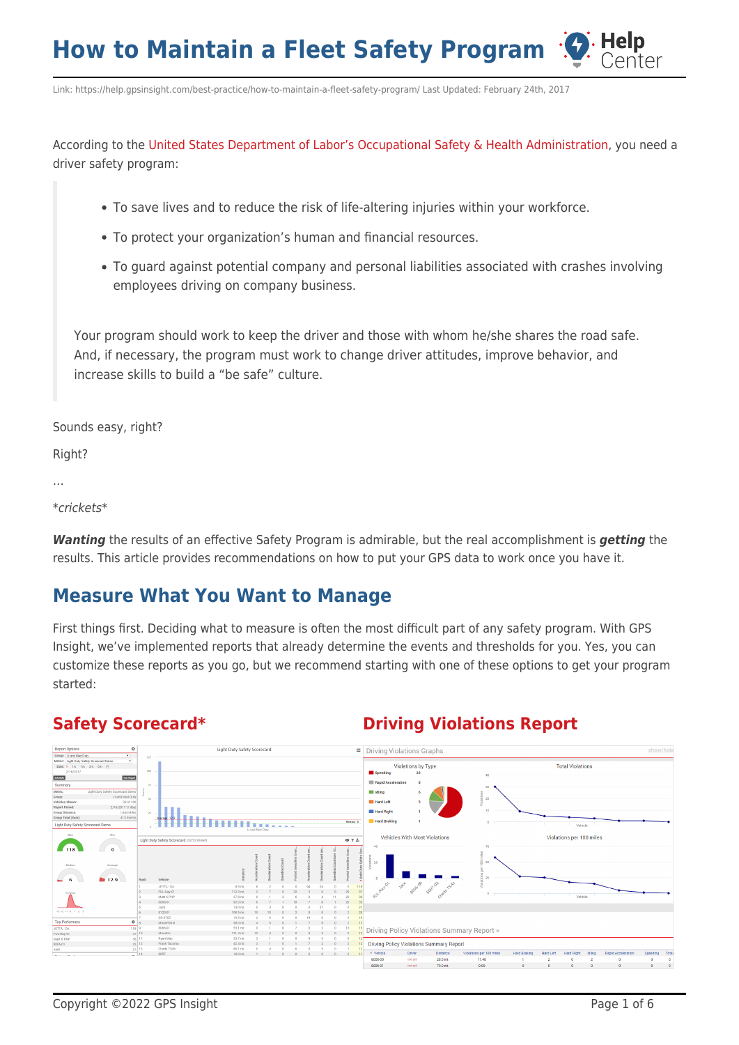# How to Maintain a Fleet Safety Program

Link: https://help.gpsinsight.com/best-practice/how-to-maintain-a-fleet-safety-program/ Last Updated: February 24th, 2017

According to the United States Department of Labor's Occupational Safety & Health Administration, you need a driver safety program:

> - To save lives and to reduce the risk of life-altering injuries within your workforce.
> - To protect your organization's human and financial resources.
> - To guard against potential company and personal liabilities associated with crashes involving employees driving on company business.
>
> Your program should work to keep the driver and those with whom he/she shares the road safe. And, if necessary, the program must work to change driver attitudes, improve behavior, and increase skills to build a "be safe" culture.

Sounds easy, right?

Right?

…

*crickets*

***Wanting*** the results of an effective Safety Program is admirable, but the real accomplishment is ***getting*** the results. This article provides recommendations on how to put your GPS data to work once you have it.

## Measure What You Want to Manage

First things first. Deciding what to measure is often the most difficult part of any safety program. With GPS Insight, we've implemented reports that already determine the events and thresholds for you. Yes, you can customize these reports as you go, but we recommend starting with one of these options to get your program started:

### Safety Scorecard*

### Driving Violations Report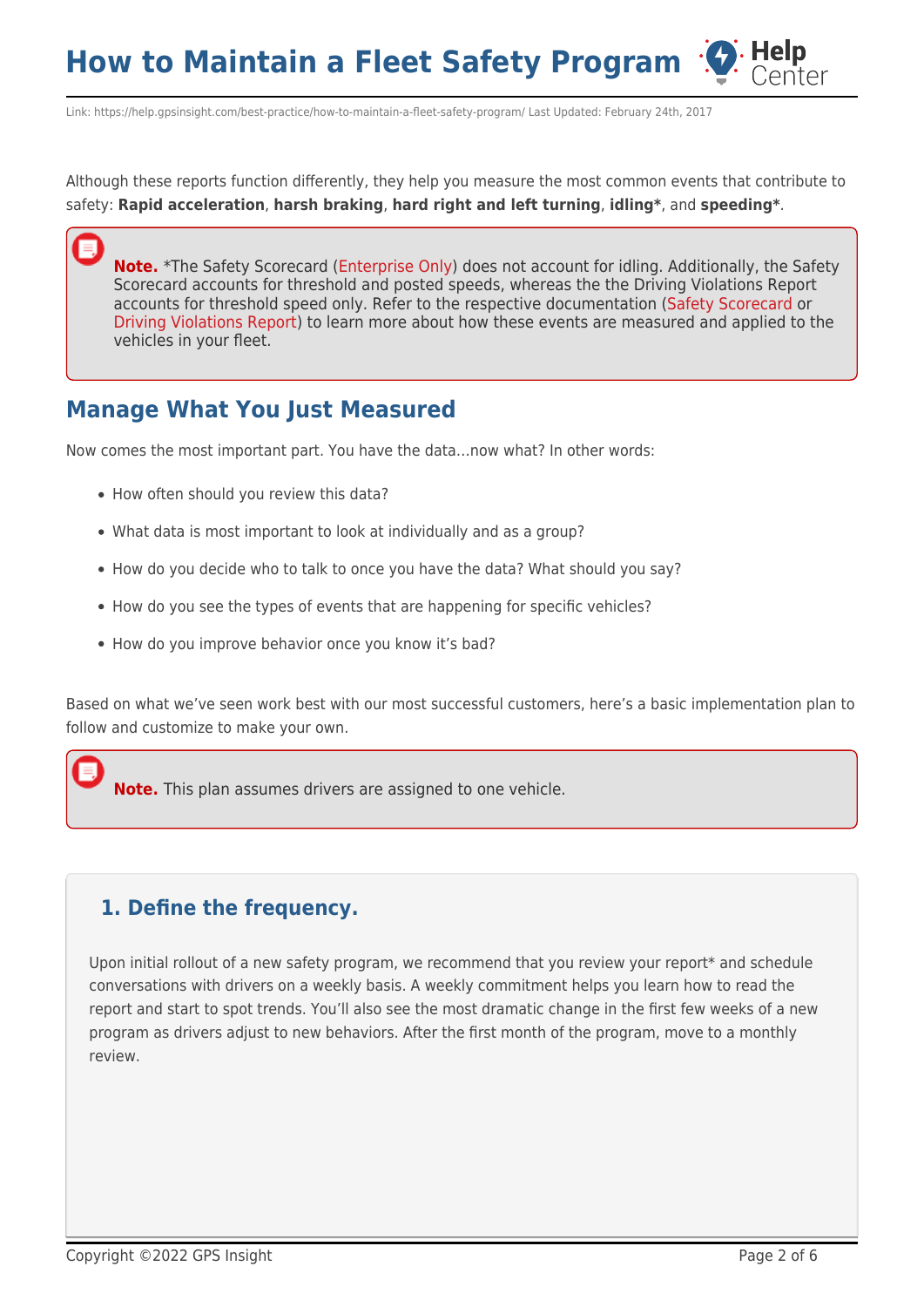Although these reports function differently, they help you measure the most common events that contribute to safety: **Rapid acceleration**, **harsh braking**, **hard right and left turning**, **idling***, and **speeding***.

> **Note.** *The Safety Scorecard (Enterprise Only) does not account for idling. Additionally, the Safety Scorecard accounts for threshold and posted speeds, whereas the the Driving Violations Report accounts for threshold speed only. Refer to the respective documentation (Safety Scorecard or Driving Violations Report) to learn more about how these events are measured and applied to the vehicles in your fleet.

## Manage What You Just Measured

Now comes the most important part. You have the data…now what? In other words:

- How often should you review this data?
- What data is most important to look at individually and as a group?
- How do you decide who to talk to once you have the data? What should you say?
- How do you see the types of events that are happening for specific vehicles?
- How do you improve behavior once you know it's bad?

Based on what we've seen work best with our most successful customers, here's a basic implementation plan to follow and customize to make your own.

> **Note.** This plan assumes drivers are assigned to one vehicle.

### 1. Define the frequency.

Upon initial rollout of a new safety program, we recommend that you review your report* and schedule conversations with drivers on a weekly basis. A weekly commitment helps you learn how to read the report and start to spot trends. You'll also see the most dramatic change in the first few weeks of a new program as drivers adjust to new behaviors. After the first month of the program, move to a monthly review.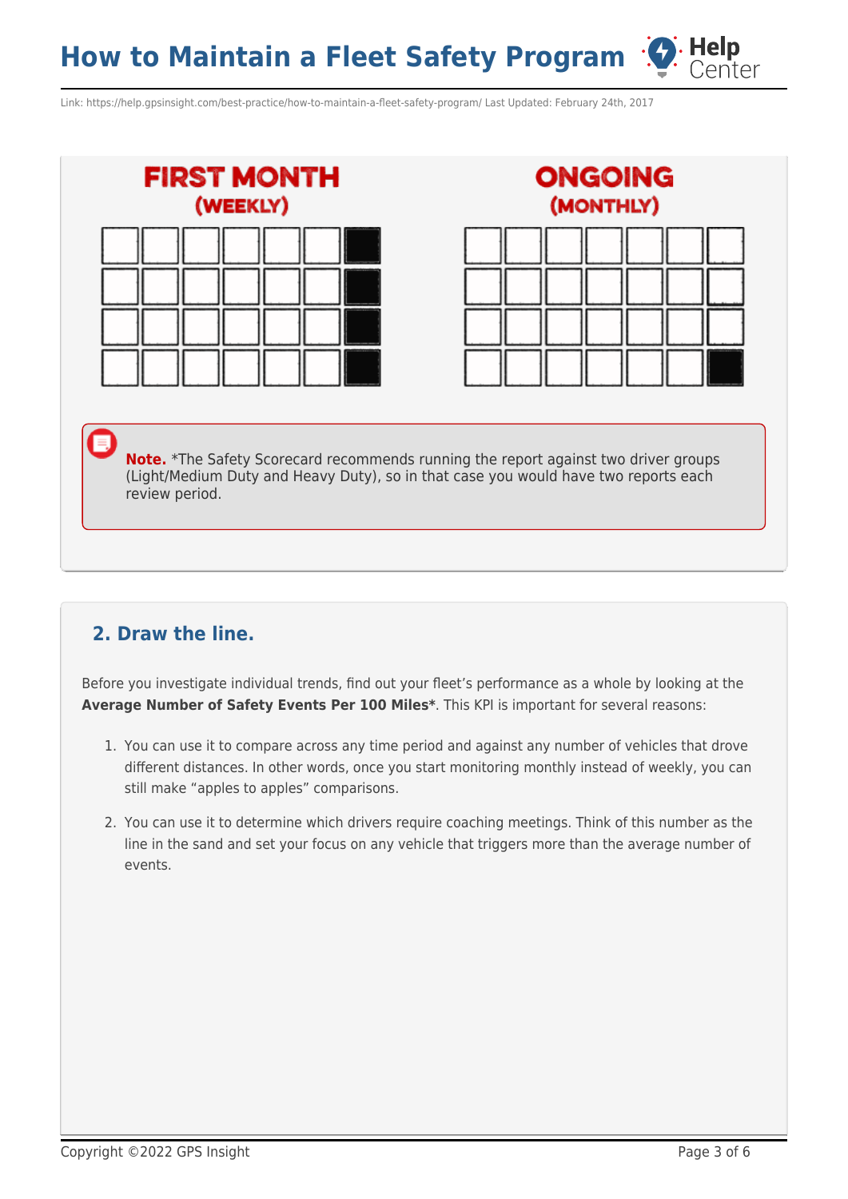**FIRST MONTH**
**(WEEKLY)**

**ONGOING**
**(MONTHLY)**

**Note.** *The Safety Scorecard recommends running the report against two driver groups (Light/Medium Duty and Heavy Duty), so in that case you would have two reports each review period.

## 2. Draw the line.

Before you investigate individual trends, find out your fleet's performance as a whole by looking at the **Average Number of Safety Events Per 100 Miles***. This KPI is important for several reasons:

1. You can use it to compare across any time period and against any number of vehicles that drove different distances. In other words, once you start monitoring monthly instead of weekly, you can still make "apples to apples" comparisons.
2. You can use it to determine which drivers require coaching meetings. Think of this number as the line in the sand and set your focus on any vehicle that triggers more than the average number of events.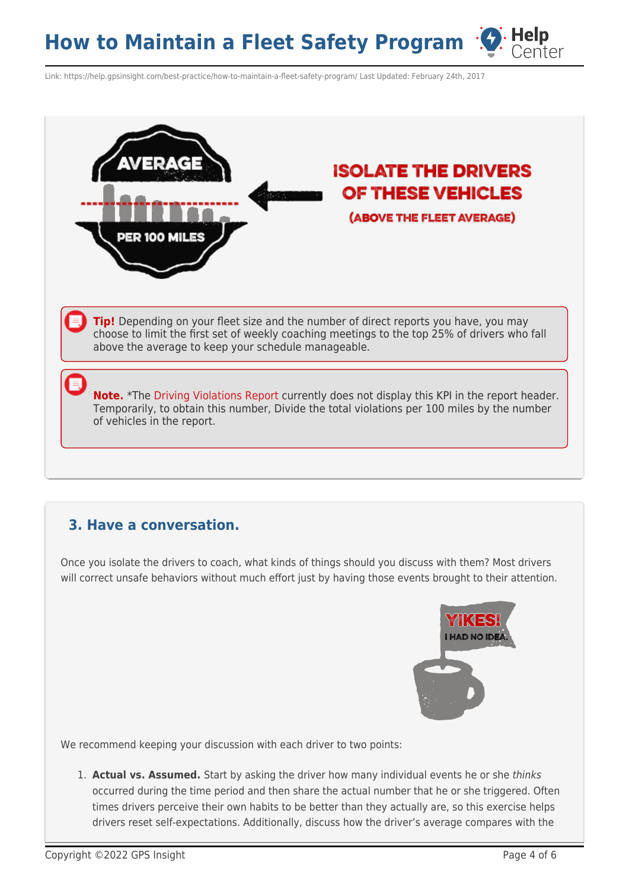**ISOLATE THE DRIVERS OF THESE VEHICLES**

**(ABOVE THE FLEET AVERAGE)**

**Tip!** Depending on your fleet size and the number of direct reports you have, you may choose to limit the first set of weekly coaching meetings to the top 25% of drivers who fall above the average to keep your schedule manageable.

**Note.** *The Driving Violations Report currently does not display this KPI in the report header. Temporarily, to obtain this number, Divide the total violations per 100 miles by the number of vehicles in the report.

## 3. Have a conversation.

Once you isolate the drivers to coach, what kinds of things should you discuss with them? Most drivers will correct unsafe behaviors without much effort just by having those events brought to their attention.

We recommend keeping your discussion with each driver to two points:

1. **Actual vs. Assumed.** Start by asking the driver how many individual events he or she *thinks* occurred during the time period and then share the actual number that he or she triggered. Often times drivers perceive their own habits to be better than they actually are, so this exercise helps drivers reset self-expectations. Additionally, discuss how the driver's average compares with the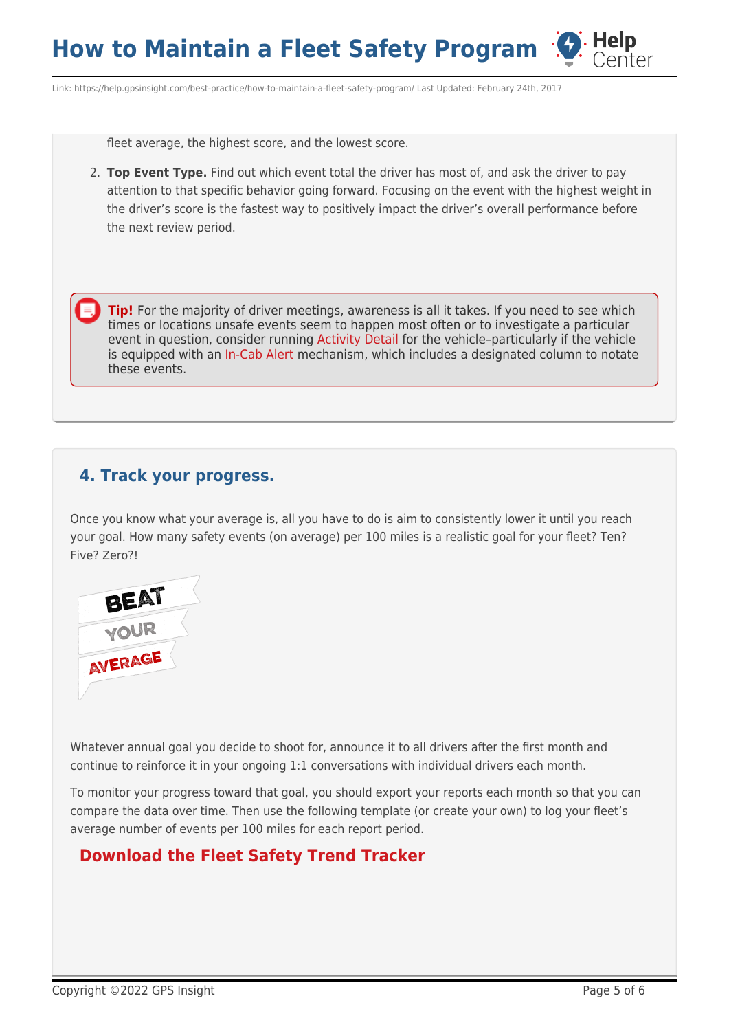fleet average, the highest score, and the lowest score.

2. **Top Event Type.** Find out which event total the driver has most of, and ask the driver to pay attention to that specific behavior going forward. Focusing on the event with the highest weight in the driver's score is the fastest way to positively impact the driver's overall performance before the next review period.

> **Tip!** For the majority of driver meetings, awareness is all it takes. If you need to see which times or locations unsafe events seem to happen most often or to investigate a particular event in question, consider running Activity Detail for the vehicle–particularly if the vehicle is equipped with an In-Cab Alert mechanism, which includes a designated column to notate these events.

## 4. Track your progress.

Once you know what your average is, all you have to do is aim to consistently lower it until you reach your goal. How many safety events (on average) per 100 miles is a realistic goal for your fleet? Ten? Five? Zero?!

Whatever annual goal you decide to shoot for, announce it to all drivers after the first month and continue to reinforce it in your ongoing 1:1 conversations with individual drivers each month.

To monitor your progress toward that goal, you should export your reports each month so that you can compare the data over time. Then use the following template (or create your own) to log your fleet's average number of events per 100 miles for each report period.

**Download the Fleet Safety Trend Tracker**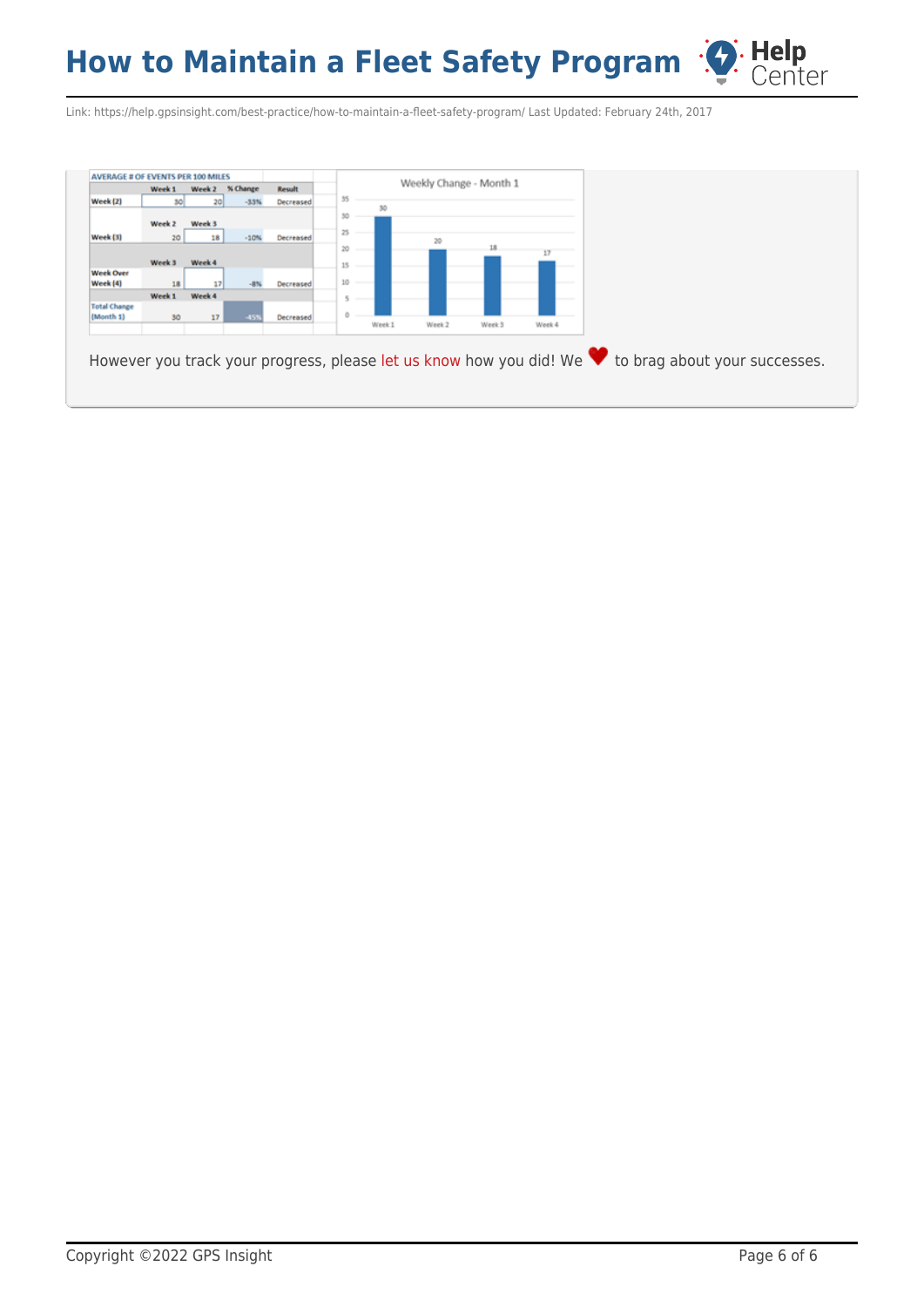| AVERAGE # OF EVENTS PER 100 MILES | | | | |
| --- | --- | --- | --- | --- |
| | Week 1 | Week 2 | % Change | Result |
| Week (2) | 30 | 20 | -33% | Decreased |
| | Week 2 | Week 3 | | |
| Week (3) | 20 | 18 | -10% | Decreased |
| | Week 3 | Week 4 | | |
| Week Over Week (4) | 18 | 17 | -8% | Decreased |
| | Week 1 | Week 4 | | |
| Total Change (Month 1) | 30 | 17 | -45% | Decreased |

Weekly Change - Month 1

35
30
25
20
15
10
5
0

30
20
18
17

Week 1
Week 2
Week 3
Week 4

However you track your progress, please let us know how you did! We ♥ to brag about your successes.